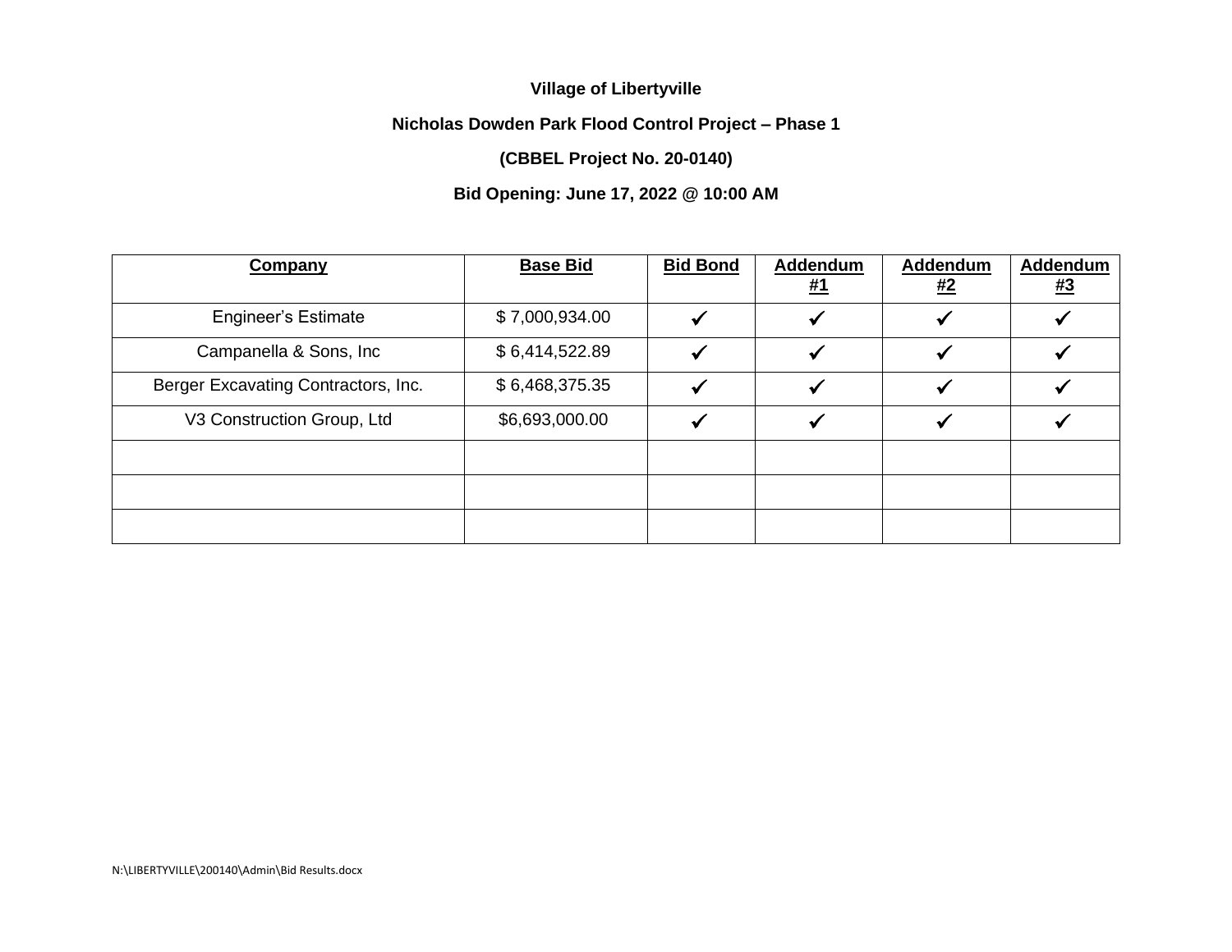**Village of Libertyville**

**Nicholas Dowden Park Flood Control Project – Phase 1**

**(CBBEL Project No. 20-0140)**

**Bid Opening: June 17, 2022 @ 10:00 AM**

| Company | Base Bid | Bid Bond | Addendum #1 | Addendum #2 | Addendum #3 |
|---|---|---|---|---|---|
| Engineer's Estimate | $ 7,000,934.00 | ✔ | ✔ | ✔ | ✔ |
| Campanella & Sons, Inc | $ 6,414,522.89 | ✔ | ✔ | ✔ | ✔ |
| Berger Excavating Contractors, Inc. | $ 6,468,375.35 | ✔ | ✔ | ✔ | ✔ |
| V3 Construction Group, Ltd | $6,693,000.00 | ✔ | ✔ | ✔ | ✔ |
| | | | | | |
| | | | | | |
| | | | | | |

N:\LIBERTYVILLE\200140\Admin\Bid Results.docx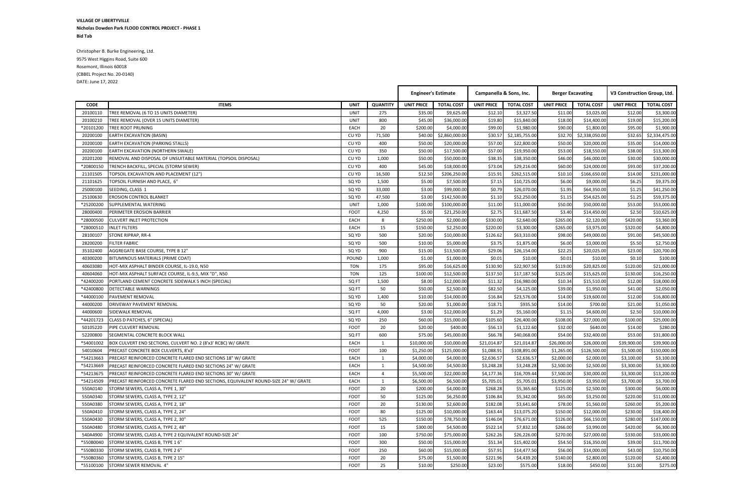**VILLAGE OF LIBERTYVILLE**

**Nicholas Dowden Park FLOOD CONTROL PROJECT - PHASE 1**

**Bid Tab**

Christopher B. Burke Engineering, Ltd.
9575 West Higgins Road, Suite 600
Rosemont, Illinois 60018
(CBBEL Project No. 20-0140)
DATE: June 17, 2022

| | | | | Engineer's Estimate | | Campanella & Sons, Inc. | | Berger Excavating | | V3 Construction Group, Ltd. | |
|---|---|---|---|---|---|---|---|---|---|---|---|
| **CODE** | **ITEMS** | **UNIT** | **QUANTITY** | **UNIT PRICE** | **TOTAL COST** | **UNIT PRICE** | **TOTAL COST** | **UNIT PRICE** | **TOTAL COST** | **UNIT PRICE** | **TOTAL COST** |
| 20100110 | TREE REMOVAL (6 TO 15 UNITS DIAMETER) | UNIT | 275 | $35.00 | $9,625.00 | $12.10 | $3,327.50 | $11.00 | $3,025.00 | $12.00 | $3,300.00 |
| 20100210 | TREE REMOVAL (OVER 15 UNITS DIAMETER) | UNIT | 800 | $45.00 | $36,000.00 | $19.80 | $15,840.00 | $18.00 | $14,400.00 | $19.00 | $15,200.00 |
| *20101200 | TREE ROOT PRUNING | EACH | 20 | $200.00 | $4,000.00 | $99.00 | $1,980.00 | $90.00 | $1,800.00 | $95.00 | $1,900.00 |
| 20200100 | EARTH EXCAVATION (BASIN) | CU YD | 71,500 | $40.00 | $2,860,000.00 | $30.57 | $2,185,755.00 | $32.70 | $2,338,050.00 | $32.65 | $2,334,475.00 |
| 20200100 | EARTH EXCAVATION (PARKING STALLS) | CU YD | 400 | $50.00 | $20,000.00 | $57.00 | $22,800.00 | $50.00 | $20,000.00 | $35.00 | $14,000.00 |
| 20200100 | EARTH EXCAVATION (NORTHERN SWALE) | CU YD | 350 | $50.00 | $17,500.00 | $57.00 | $19,950.00 | $53.00 | $18,550.00 | $38.00 | $13,300.00 |
| 20201200 | REMOVAL AND DISPOSAL OF UNSUITABLE MATERIAL (TOPSOIL DISPOSAL) | CU YD | 1,000 | $50.00 | $50,000.00 | $38.35 | $38,350.00 | $46.00 | $46,000.00 | $30.00 | $30,000.00 |
| *20800150 | TRENCH BACKFILL, SPECIAL (STORM SEWER) | CU YD | 400 | $45.00 | $18,000.00 | $73.04 | $29,216.00 | $60.00 | $24,000.00 | $93.00 | $37,200.00 |
| 21101505 | TOPSOIL EXCAVATION AND PLACEMENT (12") | CU YD | 16,500 | $12.50 | $206,250.00 | $15.91 | $262,515.00 | $10.10 | $166,650.00 | $14.00 | $231,000.00 |
| 21101625 | TOPSOIL FURNISH AND PLACE, 6" | SQ YD | 1,500 | $5.00 | $7,500.00 | $7.15 | $10,725.00 | $6.00 | $9,000.00 | $6.25 | $9,375.00 |
| 25000100 | SEEDING, CLASS 1 | SQ YD | 33,000 | $3.00 | $99,000.00 | $0.79 | $26,070.00 | $1.95 | $64,350.00 | $1.25 | $41,250.00 |
| 25100630 | EROSION CONTROL BLANKET | SQ YD | 47,500 | $3.00 | $142,500.00 | $1.10 | $52,250.00 | $1.15 | $54,625.00 | $1.25 | $59,375.00 |
| *25200200 | SUPPLEMENTAL WATERING | UNIT | 1,000 | $100.00 | $100,000.00 | $11.00 | $11,000.00 | $50.00 | $50,000.00 | $53.00 | $53,000.00 |
| 28000400 | PERIMETER EROSION BARRIER | FOOT | 4,250 | $5.00 | $21,250.00 | $2.75 | $11,687.50 | $3.40 | $14,450.00 | $2.50 | $10,625.00 |
| *28000500 | CULVERT INLET PROTECTION | EACH | 8 | $250.00 | $2,000.00 | $330.00 | $2,640.00 | $265.00 | $2,120.00 | $420.00 | $3,360.00 |
| *28000510 | INLET FILTERS | EACH | 15 | $150.00 | $2,250.00 | $220.00 | $3,300.00 | $265.00 | $3,975.00 | $320.00 | $4,800.00 |
| 28100107 | STONE RIPRAP, RR-4 | SQ YD | 500 | $20.00 | $10,000.00 | $126.62 | $63,310.00 | $98.00 | $49,000.00 | $91.00 | $45,500.00 |
| 28200200 | FILTER FABRIC | SQ YD | 500 | $10.00 | $5,000.00 | $3.75 | $1,875.00 | $6.00 | $3,000.00 | $5.50 | $2,750.00 |
| 35102400 | AGGREGATE BASE COURSE, TYPE B 12" | SQ YD | 900 | $15.00 | $13,500.00 | $29.06 | $26,154.00 | $22.25 | $20,025.00 | $23.00 | $20,700.00 |
| 40300200 | BITUMINOUS MATERIALS (PRIME COAT) | POUND | 1,000 | $1.00 | $1,000.00 | $0.01 | $10.00 | $0.01 | $10.00 | $0.10 | $100.00 |
| 40603080 | HOT-MIX ASPHALT BINDER COURSE, IL-19.0, N50 | TON | 175 | $95.00 | $16,625.00 | $130.90 | $22,907.50 | $119.00 | $20,825.00 | $120.00 | $21,000.00 |
| 40604060 | HOT-MIX ASPHALT SURFACE COURSE, IL-9.5, MIX "D", N50 | TON | 125 | $100.00 | $12,500.00 | $137.50 | $17,187.50 | $125.00 | $15,625.00 | $130.00 | $16,250.00 |
| *42400200 | PORTLAND CEMENT CONCRETE SIDEWALK 5 INCH (SPECIAL) | SQ FT | 1,500 | $8.00 | $12,000.00 | $11.32 | $16,980.00 | $10.34 | $15,510.00 | $12.00 | $18,000.00 |
| *42400800 | DETECTABLE WARNINGS | SQ FT | 50 | $50.00 | $2,500.00 | $82.50 | $4,125.00 | $39.00 | $1,950.00 | $41.00 | $2,050.00 |
| *44000100 | PAVEMENT REMOVAL | SQ YD | 1,400 | $10.00 | $14,000.00 | $16.84 | $23,576.00 | $14.00 | $19,600.00 | $12.00 | $16,800.00 |
| 44000200 | DRIVEWAY PAVEMENT REMOVAL | SQ YD | 50 | $20.00 | $1,000.00 | $18.71 | $935.50 | $14.00 | $700.00 | $21.00 | $1,050.00 |
| 44000600 | SIDEWALK REMOVAL | SQ FT | 4,000 | $3.00 | $12,000.00 | $1.29 | $5,160.00 | $1.15 | $4,600.00 | $2.50 | $10,000.00 |
| *44201723 | CLASS D PATCHES, 6" (SPECIAL) | SQ YD | 250 | $60.00 | $15,000.00 | $105.60 | $26,400.00 | $108.00 | $27,000.00 | $100.00 | $25,000.00 |
| 50105220 | PIPE CULVERT REMOVAL | FOOT | 20 | $20.00 | $400.00 | $56.13 | $1,122.60 | $32.00 | $640.00 | $14.00 | $280.00 |
| 52200800 | SEGMENTAL CONCRETE BLOCK WALL | SQ FT | 600 | $75.00 | $45,000.00 | $66.78 | $40,068.00 | $54.00 | $32,400.00 | $53.00 | $31,800.00 |
| *54001002 | BOX CULVERT END SECTIONS, CULVERT NO. 2 (8'x3' RCBC) W/ GRATE | EACH | 1 | $10,000.00 | $10,000.00 | $21,014.87 | $21,014.87 | $26,000.00 | $26,000.00 | $39,900.00 | $39,900.00 |
| 54010604 | PRECAST CONCRETE BOX CULVERTS, 8'x3' | FOOT | 100 | $1,250.00 | $125,000.00 | $1,088.91 | $108,891.00 | $1,265.00 | $126,500.00 | $1,500.00 | $150,000.00 |
| *54213663 | PRECAST REINFORCED CONCRETE FLARED END SECTIONS 18" W/ GRATE | EACH | 1 | $4,000.00 | $4,000.00 | $2,636.57 | $2,636.57 | $2,000.00 | $2,000.00 | $3,100.00 | $3,100.00 |
| *54213669 | PRECAST REINFORCED CONCRETE FLARED END SECTIONS 24" W/ GRATE | EACH | 1 | $4,500.00 | $4,500.00 | $3,248.28 | $3,248.28 | $2,500.00 | $2,500.00 | $3,300.00 | $3,300.00 |
| *54213675 | PRECAST REINFORCED CONCRETE FLARED END SECTIONS 30" W/ GRATE | EACH | 4 | $5,500.00 | $22,000.00 | $4,177.36 | $16,709.44 | $7,500.00 | $30,000.00 | $3,300.00 | $13,200.00 |
| *54214509 | PRECAST REINFORCED CONCRETE FLARED END SECTIONS, EQUIVALENT ROUND-SIZE 24" W/ GRATE | EACH | 1 | $6,500.00 | $6,500.00 | $5,705.01 | $5,705.01 | $3,950.00 | $3,950.00 | $3,700.00 | $3,700.00 |
| 550A0140 | STORM SEWERS, CLASS A, TYPE 1, 30" | FOOT | 20 | $200.00 | $4,000.00 | $268.28 | $5,365.60 | $125.00 | $2,500.00 | $300.00 | $6,000.00 |
| 550A0340 | STORM SEWERS, CLASS A, TYPE 2, 12" | FOOT | 50 | $125.00 | $6,250.00 | $106.84 | $5,342.00 | $65.00 | $3,250.00 | $220.00 | $11,000.00 |
| 550A0380 | STORM SEWERS, CLASS A, TYPE 2, 18" | FOOT | 20 | $130.00 | $2,600.00 | $182.08 | $3,641.60 | $78.00 | $1,560.00 | $260.00 | $5,200.00 |
| 550A0410 | STORM SEWERS, CLASS A, TYPE 2, 24" | FOOT | 80 | $125.00 | $10,000.00 | $163.44 | $13,075.20 | $150.00 | $12,000.00 | $230.00 | $18,400.00 |
| 550A0430 | STORM SEWERS, CLASS A, TYPE 2, 30" | FOOT | 525 | $150.00 | $78,750.00 | $146.04 | $76,671.00 | $126.00 | $66,150.00 | $280.00 | $147,000.00 |
| 550A0480 | STORM SEWERS, CLASS A, TYPE 2, 48" | FOOT | 15 | $300.00 | $4,500.00 | $522.14 | $7,832.10 | $266.00 | $3,990.00 | $420.00 | $6,300.00 |
| 540A4900 | STORM SEWERS, CLASS A, TYPE 2 EQUIVALENT ROUND-SIZE 24" | FOOT | 100 | $750.00 | $75,000.00 | $262.26 | $26,226.00 | $270.00 | $27,000.00 | $330.00 | $33,000.00 |
| *550B0040 | STORM SEWERS, CLASS B, TYPE 1 6" | FOOT | 300 | $50.00 | $15,000.00 | $51.34 | $15,402.00 | $54.50 | $16,350.00 | $39.00 | $11,700.00 |
| *550B0330 | STORM SEWERS, CLASS B, TYPE 2 6" | FOOT | 250 | $60.00 | $15,000.00 | $57.91 | $14,477.50 | $56.00 | $14,000.00 | $43.00 | $10,750.00 |
| *550B0360 | STORM SEWERS, CLASS B, TYPE 2 15" | FOOT | 20 | $75.00 | $1,500.00 | $221.96 | $4,439.20 | $140.00 | $2,800.00 | $120.00 | $2,400.00 |
| *55100100 | STORM SEWER REMOVAL 4" | FOOT | 25 | $10.00 | $250.00 | $23.00 | $575.00 | $18.00 | $450.00 | $11.00 | $275.00 |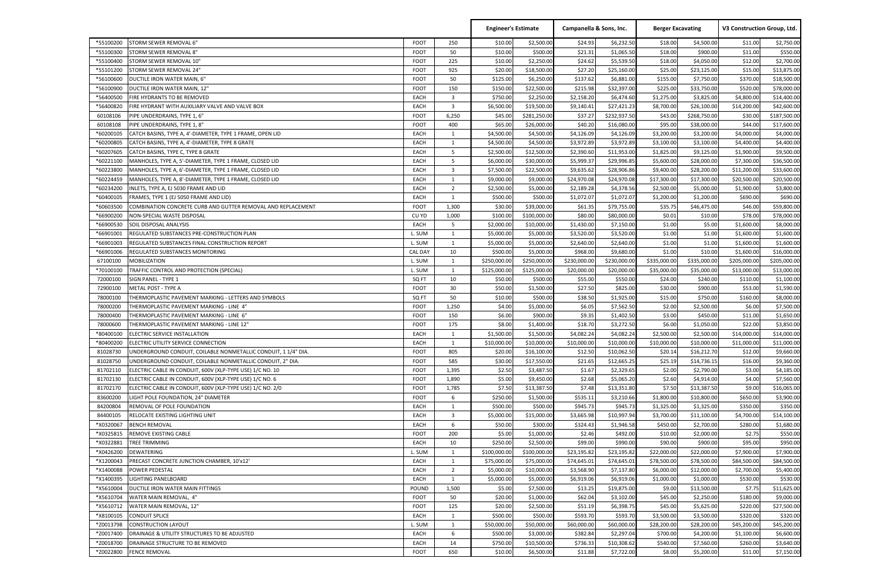| | | | | Engineer's Estimate | | Campanella & Sons, Inc. | | Berger Excavating | | V3 Construction Group, Ltd. | |
|---|---|---|---|---|---|---|---|---|---|---|---|
| *55100200 | STORM SEWER REMOVAL 6" | FOOT | 250 | $10.00 | $2,500.00 | $24.93 | $6,232.50 | $18.00 | $4,500.00 | $11.00 | $2,750.00 |
| *55100300 | STORM SEWER REMOVAL 8" | FOOT | 50 | $10.00 | $500.00 | $21.31 | $1,065.50 | $18.00 | $900.00 | $11.00 | $550.00 |
| *55100400 | STORM SEWER REMOVAL 10" | FOOT | 225 | $10.00 | $2,250.00 | $24.62 | $5,539.50 | $18.00 | $4,050.00 | $12.00 | $2,700.00 |
| *55101200 | STORM SEWER REMOVAL 24" | FOOT | 925 | $20.00 | $18,500.00 | $27.20 | $25,160.00 | $25.00 | $23,125.00 | $15.00 | $13,875.00 |
| *56100600 | DUCTILE IRON WATER MAIN, 6" | FOOT | 50 | $125.00 | $6,250.00 | $137.62 | $6,881.00 | $155.00 | $7,750.00 | $370.00 | $18,500.00 |
| *56100900 | DUCTILE IRON WATER MAIN, 12" | FOOT | 150 | $150.00 | $22,500.00 | $215.98 | $32,397.00 | $225.00 | $33,750.00 | $520.00 | $78,000.00 |
| *56400500 | FIRE HYDRANTS TO BE REMOVED | EACH | 3 | $750.00 | $2,250.00 | $2,158.20 | $6,474.60 | $1,275.00 | $3,825.00 | $4,800.00 | $14,400.00 |
| *56400820 | FIRE HYDRANT WITH AUXILIARY VALVE AND VALVE BOX | EACH | 3 | $6,500.00 | $19,500.00 | $9,140.41 | $27,421.23 | $8,700.00 | $26,100.00 | $14,200.00 | $42,600.00 |
| 60108106 | PIPE UNDERDRAINS, TYPE 1, 6" | FOOT | 6,250 | $45.00 | $281,250.00 | $37.27 | $232,937.50 | $43.00 | $268,750.00 | $30.00 | $187,500.00 |
| 60108108 | PIPE UNDERDRAINS, TYPE 1, 8" | FOOT | 400 | $65.00 | $26,000.00 | $40.20 | $16,080.00 | $95.00 | $38,000.00 | $44.00 | $17,600.00 |
| *60200105 | CATCH BASINS, TYPE A, 4'-DIAMETER, TYPE 1 FRAME, OPEN LID | EACH | 1 | $4,500.00 | $4,500.00 | $4,126.09 | $4,126.09 | $3,200.00 | $3,200.00 | $4,000.00 | $4,000.00 |
| *60200805 | CATCH BASINS, TYPE A, 4'-DIAMETER, TYPE 8 GRATE | EACH | 1 | $4,500.00 | $4,500.00 | $3,972.89 | $3,972.89 | $3,100.00 | $3,100.00 | $4,400.00 | $4,400.00 |
| *60207605 | CATCH BASINS, TYPE C, TYPE 8 GRATE | EACH | 5 | $2,500.00 | $12,500.00 | $2,390.60 | $11,953.00 | $1,825.00 | $9,125.00 | $1,900.00 | $9,500.00 |
| *60221100 | MANHOLES, TYPE A, 5'-DIAMETER, TYPE 1 FRAME, CLOSED LID | EACH | 5 | $6,000.00 | $30,000.00 | $5,999.37 | $29,996.85 | $5,600.00 | $28,000.00 | $7,300.00 | $36,500.00 |
| *60223800 | MANHOLES, TYPE A, 6'-DIAMETER, TYPE 1 FRAME, CLOSED LID | EACH | 3 | $7,500.00 | $22,500.00 | $9,635.62 | $28,906.86 | $9,400.00 | $28,200.00 | $11,200.00 | $33,600.00 |
| *60224459 | MANHOLES, TYPE A, 8'-DIAMETER, TYPE 1 FRAME, CLOSED LID | EACH | 1 | $9,000.00 | $9,000.00 | $24,970.08 | $24,970.08 | $17,300.00 | $17,300.00 | $20,500.00 | $20,500.00 |
| *60234200 | INLETS, TYPE A, EJ 5030 FRAME AND LID | EACH | 2 | $2,500.00 | $5,000.00 | $2,189.28 | $4,378.56 | $2,500.00 | $5,000.00 | $1,900.00 | $3,800.00 |
| *60400105 | FRAMES, TYPE 1 (EJ 5050 FRAME AND LID) | EACH | 1 | $500.00 | $500.00 | $1,072.07 | $1,072.07 | $1,200.00 | $1,200.00 | $690.00 | $690.00 |
| *60603500 | COMBINATION CONCRETE CURB AND GUTTER REMOVAL AND REPLACEMENT | FOOT | 1,300 | $30.00 | $39,000.00 | $61.35 | $79,755.00 | $35.75 | $46,475.00 | $46.00 | $59,800.00 |
| *66900200 | NON-SPECIAL WASTE DISPOSAL | CU YD | 1,000 | $100.00 | $100,000.00 | $80.00 | $80,000.00 | $0.01 | $10.00 | $78.00 | $78,000.00 |
| *66900530 | SOIL DISPOSAL ANALYSIS | EACH | 5 | $2,000.00 | $10,000.00 | $1,430.00 | $7,150.00 | $1.00 | $5.00 | $1,600.00 | $8,000.00 |
| *66901001 | REGULATED SUBSTANCES PRE-CONSTRUCTION PLAN | L. SUM | 1 | $5,000.00 | $5,000.00 | $3,520.00 | $3,520.00 | $1.00 | $1.00 | $1,600.00 | $1,600.00 |
| *66901003 | REGULATED SUBSTANCES FINAL CONSTRUCTION REPORT | L. SUM | 1 | $5,000.00 | $5,000.00 | $2,640.00 | $2,640.00 | $1.00 | $1.00 | $1,600.00 | $1,600.00 |
| *66901006 | REGULATED SUBSTANCES MONITORING | CAL DAY | 10 | $500.00 | $5,000.00 | $968.00 | $9,680.00 | $1.00 | $10.00 | $1,600.00 | $16,000.00 |
| 67100100 | MOBILIZATION | L. SUM | 1 | $250,000.00 | $250,000.00 | $230,000.00 | $230,000.00 | $335,000.00 | $335,000.00 | $205,000.00 | $205,000.00 |
| *70100100 | TRAFFIC CONTROL AND PROTECTION (SPECIAL) | L. SUM | 1 | $125,000.00 | $125,000.00 | $20,000.00 | $20,000.00 | $35,000.00 | $35,000.00 | $13,000.00 | $13,000.00 |
| 72000100 | SIGN PANEL - TYPE 1 | SQ FT | 10 | $50.00 | $500.00 | $55.00 | $550.00 | $24.00 | $240.00 | $110.00 | $1,100.00 |
| 72900100 | METAL POST - TYPE A | FOOT | 30 | $50.00 | $1,500.00 | $27.50 | $825.00 | $30.00 | $900.00 | $53.00 | $1,590.00 |
| 78000100 | THERMOPLASTIC PAVEMENT MARKING - LETTERS AND SYMBOLS | SQ FT | 50 | $10.00 | $500.00 | $38.50 | $1,925.00 | $15.00 | $750.00 | $160.00 | $8,000.00 |
| 78000200 | THERMOPLASTIC PAVEMENT MARKING - LINE 4" | FOOT | 1,250 | $4.00 | $5,000.00 | $6.05 | $7,562.50 | $2.00 | $2,500.00 | $6.00 | $7,500.00 |
| 78000400 | THERMOPLASTIC PAVEMENT MARKING - LINE 6" | FOOT | 150 | $6.00 | $900.00 | $9.35 | $1,402.50 | $3.00 | $450.00 | $11.00 | $1,650.00 |
| 78000600 | THERMOPLASTIC PAVEMENT MARKING - LINE 12" | FOOT | 175 | $8.00 | $1,400.00 | $18.70 | $3,272.50 | $6.00 | $1,050.00 | $22.00 | $3,850.00 |
| *80400100 | ELECTRIC SERVICE INSTALLATION | EACH | 1 | $1,500.00 | $1,500.00 | $4,082.24 | $4,082.24 | $2,500.00 | $2,500.00 | $14,000.00 | $14,000.00 |
| *80400200 | ELECTRIC UTILITY SERVICE CONNECTION | EACH | 1 | $10,000.00 | $10,000.00 | $10,000.00 | $10,000.00 | $10,000.00 | $10,000.00 | $11,000.00 | $11,000.00 |
| 81028730 | UNDERGROUND CONDUIT, COILABLE NONMETALLIC CONDUIT, 1 1/4" DIA. | FOOT | 805 | $20.00 | $16,100.00 | $12.50 | $10,062.50 | $20.14 | $16,212.70 | $12.00 | $9,660.00 |
| 81028750 | UNDERGROUND CONDUIT, COILABLE NONMETALLIC CONDUIT, 2" DIA. | FOOT | 585 | $30.00 | $17,550.00 | $21.65 | $12,665.25 | $25.19 | $14,736.15 | $16.00 | $9,360.00 |
| 81702110 | ELECTRIC CABLE IN CONDUIT, 600V (XLP-TYPE USE) 1/C NO. 10 | FOOT | 1,395 | $2.50 | $3,487.50 | $1.67 | $2,329.65 | $2.00 | $2,790.00 | $3.00 | $4,185.00 |
| 81702130 | ELECTRIC CABLE IN CONDUIT, 600V (XLP-TYPE USE) 1/C NO. 6 | FOOT | 1,890 | $5.00 | $9,450.00 | $2.68 | $5,065.20 | $2.60 | $4,914.00 | $4.00 | $7,560.00 |
| 81702170 | ELECTRIC CABLE IN CONDUIT, 600V (XLP-TYPE USE) 1/C NO. 2/0 | FOOT | 1,785 | $7.50 | $13,387.50 | $7.48 | $13,351.80 | $7.50 | $13,387.50 | $9.00 | $16,065.00 |
| 83600200 | LIGHT POLE FOUNDATION, 24" DIAMETER | FOOT | 6 | $250.00 | $1,500.00 | $535.11 | $3,210.66 | $1,800.00 | $10,800.00 | $650.00 | $3,900.00 |
| 84200804 | REMOVAL OF POLE FOUNDATION | EACH | 1 | $500.00 | $500.00 | $945.73 | $945.73 | $1,325.00 | $1,325.00 | $350.00 | $350.00 |
| 84400105 | RELOCATE EXISTING LIGHTING UNIT | EACH | 3 | $5,000.00 | $15,000.00 | $3,665.98 | $10,997.94 | $3,700.00 | $11,100.00 | $4,700.00 | $14,100.00 |
| *X0320067 | BENCH REMOVAL | EACH | 6 | $50.00 | $300.00 | $324.43 | $1,946.58 | $450.00 | $2,700.00 | $280.00 | $1,680.00 |
| *X0325815 | REMOVE EXISTING CABLE | FOOT | 200 | $5.00 | $1,000.00 | $2.46 | $492.00 | $10.00 | $2,000.00 | $2.75 | $550.00 |
| *X0322881 | TREE TRIMMING | EACH | 10 | $250.00 | $2,500.00 | $99.00 | $990.00 | $90.00 | $900.00 | $95.00 | $950.00 |
| *X0426200 | DEWATERING | L. SUM | 1 | $100,000.00 | $100,000.00 | $23,195.82 | $23,195.82 | $22,000.00 | $22,000.00 | $7,900.00 | $7,900.00 |
| *X1200043 | PRECAST CONCRETE JUNCTION CHAMBER, 10'x12' | EACH | 1 | $75,000.00 | $75,000.00 | $74,645.01 | $74,645.01 | $78,500.00 | $78,500.00 | $84,500.00 | $84,500.00 |
| *X1400088 | POWER PEDESTAL | EACH | 2 | $5,000.00 | $10,000.00 | $3,568.90 | $7,137.80 | $6,000.00 | $12,000.00 | $2,700.00 | $5,400.00 |
| *X1400395 | LIGHTING PANELBOARD | EACH | 1 | $5,000.00 | $5,000.00 | $6,919.06 | $6,919.06 | $1,000.00 | $1,000.00 | $530.00 | $530.00 |
| *X5610004 | DUCTILE IRON WATER MAIN FITTINGS | POUND | 1,500 | $5.00 | $7,500.00 | $13.25 | $19,875.00 | $9.00 | $13,500.00 | $7.75 | $11,625.00 |
| *X5610704 | WATER MAIN REMOVAL, 4" | FOOT | 50 | $20.00 | $1,000.00 | $62.04 | $3,102.00 | $45.00 | $2,250.00 | $180.00 | $9,000.00 |
| *X5610712 | WATER MAIN REMOVAL, 12" | FOOT | 125 | $20.00 | $2,500.00 | $51.19 | $6,398.75 | $45.00 | $5,625.00 | $220.00 | $27,500.00 |
| *X8100105 | CONDUIT SPLICE | EACH | 1 | $500.00 | $500.00 | $593.70 | $593.70 | $3,500.00 | $3,500.00 | $320.00 | $320.00 |
| *Z0013798 | CONSTRUCTION LAYOUT | L. SUM | 1 | $50,000.00 | $50,000.00 | $60,000.00 | $60,000.00 | $28,200.00 | $28,200.00 | $45,200.00 | $45,200.00 |
| *Z0017400 | DRAINAGE & UTILITY STRUCTURES TO BE ADJUSTED | EACH | 6 | $500.00 | $3,000.00 | $382.84 | $2,297.04 | $700.00 | $4,200.00 | $1,100.00 | $6,600.00 |
| *Z0018700 | DRAINAGE STRUCTURE TO BE REMOVED | EACH | 14 | $750.00 | $10,500.00 | $736.33 | $10,308.62 | $540.00 | $7,560.00 | $260.00 | $3,640.00 |
| *Z0022800 | FENCE REMOVAL | FOOT | 650 | $10.00 | $6,500.00 | $11.88 | $7,722.00 | $8.00 | $5,200.00 | $11.00 | $7,150.00 |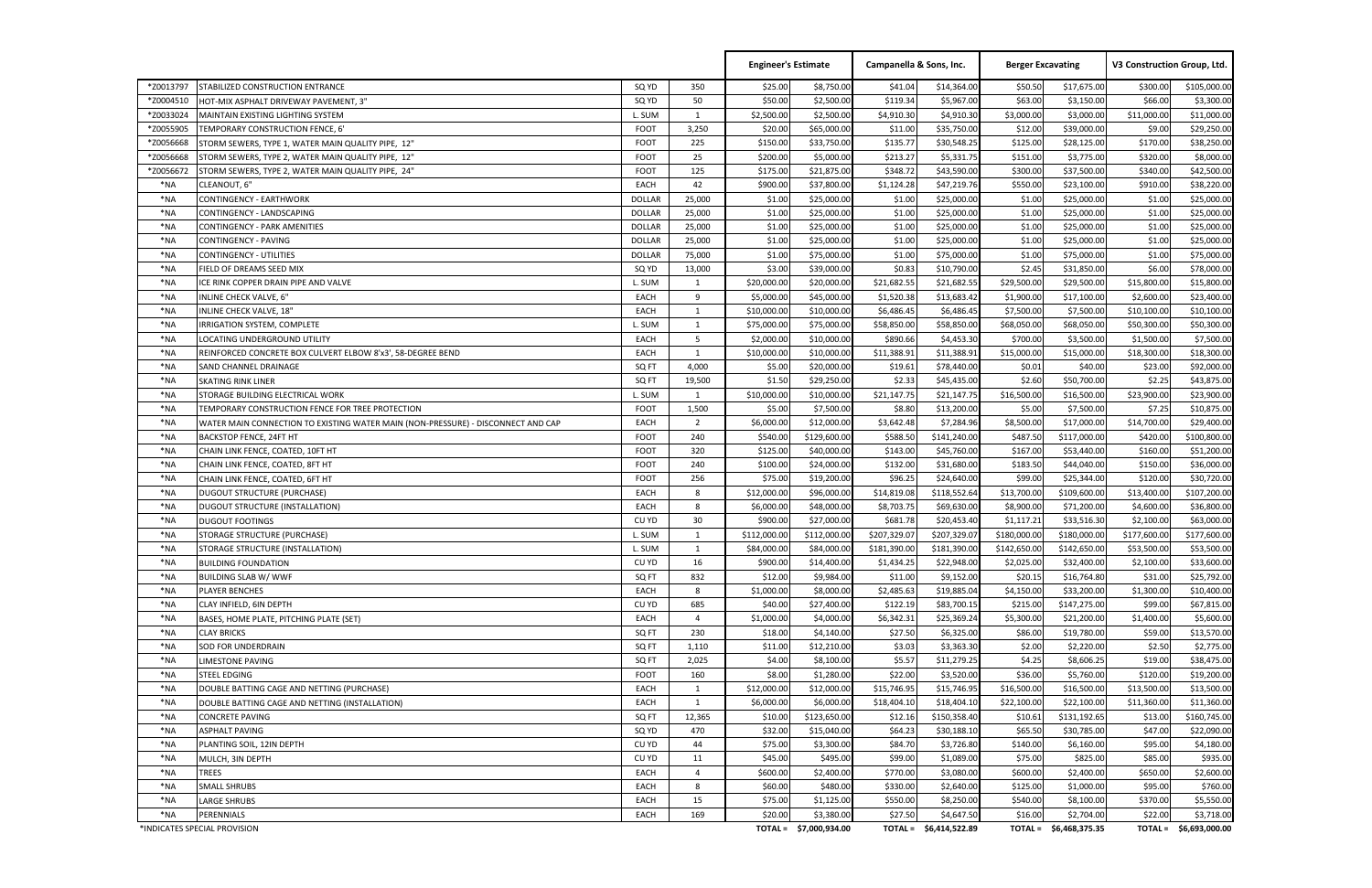| | | | | Engineer's Estimate | | Campanella & Sons, Inc. | | Berger Excavating | | V3 Construction Group, Ltd. | |
|---|---|---|---|---|---|---|---|---|---|---|---|
| *Z0013797 | STABILIZED CONSTRUCTION ENTRANCE | SQ YD | 350 | $25.00 | $8,750.00 | $41.04 | $14,364.00 | $50.50 | $17,675.00 | $300.00 | $105,000.00 |
| *Z0004510 | HOT-MIX ASPHALT DRIVEWAY PAVEMENT, 3" | SQ YD | 50 | $50.00 | $2,500.00 | $119.34 | $5,967.00 | $63.00 | $3,150.00 | $66.00 | $3,300.00 |
| *Z0033024 | MAINTAIN EXISTING LIGHTING SYSTEM | L. SUM | 1 | $2,500.00 | $2,500.00 | $4,910.30 | $4,910.30 | $3,000.00 | $3,000.00 | $11,000.00 | $11,000.00 |
| *Z0055905 | TEMPORARY CONSTRUCTION FENCE, 6' | FOOT | 3,250 | $20.00 | $65,000.00 | $11.00 | $35,750.00 | $12.00 | $39,000.00 | $9.00 | $29,250.00 |
| *Z0056668 | STORM SEWERS, TYPE 1, WATER MAIN QUALITY PIPE, 12" | FOOT | 225 | $150.00 | $33,750.00 | $135.77 | $30,548.25 | $125.00 | $28,125.00 | $170.00 | $38,250.00 |
| *Z0056668 | STORM SEWERS, TYPE 2, WATER MAIN QUALITY PIPE, 12" | FOOT | 25 | $200.00 | $5,000.00 | $213.27 | $5,331.75 | $151.00 | $3,775.00 | $320.00 | $8,000.00 |
| *Z0056672 | STORM SEWERS, TYPE 2, WATER MAIN QUALITY PIPE, 24" | FOOT | 125 | $175.00 | $21,875.00 | $348.72 | $43,590.00 | $300.00 | $37,500.00 | $340.00 | $42,500.00 |
| *NA | CLEANOUT, 6" | EACH | 42 | $900.00 | $37,800.00 | $1,124.28 | $47,219.76 | $550.00 | $23,100.00 | $910.00 | $38,220.00 |
| *NA | CONTINGENCY - EARTHWORK | DOLLAR | 25,000 | $1.00 | $25,000.00 | $1.00 | $25,000.00 | $1.00 | $25,000.00 | $1.00 | $25,000.00 |
| *NA | CONTINGENCY - LANDSCAPING | DOLLAR | 25,000 | $1.00 | $25,000.00 | $1.00 | $25,000.00 | $1.00 | $25,000.00 | $1.00 | $25,000.00 |
| *NA | CONTINGENCY - PARK AMENITIES | DOLLAR | 25,000 | $1.00 | $25,000.00 | $1.00 | $25,000.00 | $1.00 | $25,000.00 | $1.00 | $25,000.00 |
| *NA | CONTINGENCY - PAVING | DOLLAR | 25,000 | $1.00 | $25,000.00 | $1.00 | $25,000.00 | $1.00 | $25,000.00 | $1.00 | $25,000.00 |
| *NA | CONTINGENCY - UTILITIES | DOLLAR | 75,000 | $1.00 | $75,000.00 | $1.00 | $75,000.00 | $1.00 | $75,000.00 | $1.00 | $75,000.00 |
| *NA | FIELD OF DREAMS SEED MIX | SQ YD | 13,000 | $3.00 | $39,000.00 | $0.83 | $10,790.00 | $2.45 | $31,850.00 | $6.00 | $78,000.00 |
| *NA | ICE RINK COPPER DRAIN PIPE AND VALVE | L. SUM | 1 | $20,000.00 | $20,000.00 | $21,682.55 | $21,682.55 | $29,500.00 | $29,500.00 | $15,800.00 | $15,800.00 |
| *NA | INLINE CHECK VALVE, 6" | EACH | 9 | $5,000.00 | $45,000.00 | $1,520.38 | $13,683.42 | $1,900.00 | $17,100.00 | $2,600.00 | $23,400.00 |
| *NA | INLINE CHECK VALVE, 18" | EACH | 1 | $10,000.00 | $10,000.00 | $6,486.45 | $6,486.45 | $7,500.00 | $7,500.00 | $10,100.00 | $10,100.00 |
| *NA | IRRIGATION SYSTEM, COMPLETE | L. SUM | 1 | $75,000.00 | $75,000.00 | $58,850.00 | $58,850.00 | $68,050.00 | $68,050.00 | $50,300.00 | $50,300.00 |
| *NA | LOCATING UNDERGROUND UTILITY | EACH | 5 | $2,000.00 | $10,000.00 | $890.66 | $4,453.30 | $700.00 | $3,500.00 | $1,500.00 | $7,500.00 |
| *NA | REINFORCED CONCRETE BOX CULVERT ELBOW 8'x3', 58-DEGREE BEND | EACH | 1 | $10,000.00 | $10,000.00 | $11,388.91 | $11,388.91 | $15,000.00 | $15,000.00 | $18,300.00 | $18,300.00 |
| *NA | SAND CHANNEL DRAINAGE | SQ FT | 4,000 | $5.00 | $20,000.00 | $19.61 | $78,440.00 | $0.01 | $40.00 | $23.00 | $92,000.00 |
| *NA | SKATING RINK LINER | SQ FT | 19,500 | $1.50 | $29,250.00 | $2.33 | $45,435.00 | $2.60 | $50,700.00 | $2.25 | $43,875.00 |
| *NA | STORAGE BUILDING ELECTRICAL WORK | L. SUM | 1 | $10,000.00 | $10,000.00 | $21,147.75 | $21,147.75 | $16,500.00 | $16,500.00 | $23,900.00 | $23,900.00 |
| *NA | TEMPORARY CONSTRUCTION FENCE FOR TREE PROTECTION | FOOT | 1,500 | $5.00 | $7,500.00 | $8.80 | $13,200.00 | $5.00 | $7,500.00 | $7.25 | $10,875.00 |
| *NA | WATER MAIN CONNECTION TO EXISTING WATER MAIN (NON-PRESSURE) - DISCONNECT AND CAP | EACH | 2 | $6,000.00 | $12,000.00 | $3,642.48 | $7,284.96 | $8,500.00 | $17,000.00 | $14,700.00 | $29,400.00 |
| *NA | BACKSTOP FENCE, 24FT HT | FOOT | 240 | $540.00 | $129,600.00 | $588.50 | $141,240.00 | $487.50 | $117,000.00 | $420.00 | $100,800.00 |
| *NA | CHAIN LINK FENCE, COATED, 10FT HT | FOOT | 320 | $125.00 | $40,000.00 | $143.00 | $45,760.00 | $167.00 | $53,440.00 | $160.00 | $51,200.00 |
| *NA | CHAIN LINK FENCE, COATED, 8FT HT | FOOT | 240 | $100.00 | $24,000.00 | $132.00 | $31,680.00 | $183.50 | $44,040.00 | $150.00 | $36,000.00 |
| *NA | CHAIN LINK FENCE, COATED, 6FT HT | FOOT | 256 | $75.00 | $19,200.00 | $96.25 | $24,640.00 | $99.00 | $25,344.00 | $120.00 | $30,720.00 |
| *NA | DUGOUT STRUCTURE (PURCHASE) | EACH | 8 | $12,000.00 | $96,000.00 | $14,819.08 | $118,552.64 | $13,700.00 | $109,600.00 | $13,400.00 | $107,200.00 |
| *NA | DUGOUT STRUCTURE (INSTALLATION) | EACH | 8 | $6,000.00 | $48,000.00 | $8,703.75 | $69,630.00 | $8,900.00 | $71,200.00 | $4,600.00 | $36,800.00 |
| *NA | DUGOUT FOOTINGS | CU YD | 30 | $900.00 | $27,000.00 | $681.78 | $20,453.40 | $1,117.21 | $33,516.30 | $2,100.00 | $63,000.00 |
| *NA | STORAGE STRUCTURE (PURCHASE) | L. SUM | 1 | $112,000.00 | $112,000.00 | $207,329.07 | $207,329.07 | $180,000.00 | $180,000.00 | $177,600.00 | $177,600.00 |
| *NA | STORAGE STRUCTURE (INSTALLATION) | L. SUM | 1 | $84,000.00 | $84,000.00 | $181,390.00 | $181,390.00 | $142,650.00 | $142,650.00 | $53,500.00 | $53,500.00 |
| *NA | BUILDING FOUNDATION | CU YD | 16 | $900.00 | $14,400.00 | $1,434.25 | $22,948.00 | $2,025.00 | $32,400.00 | $2,100.00 | $33,600.00 |
| *NA | BUILDING SLAB W/ WWF | SQ FT | 832 | $12.00 | $9,984.00 | $11.00 | $9,152.00 | $20.15 | $16,764.80 | $31.00 | $25,792.00 |
| *NA | PLAYER BENCHES | EACH | 8 | $1,000.00 | $8,000.00 | $2,485.63 | $19,885.04 | $4,150.00 | $33,200.00 | $1,300.00 | $10,400.00 |
| *NA | CLAY INFIELD, 6IN DEPTH | CU YD | 685 | $40.00 | $27,400.00 | $122.19 | $83,700.15 | $215.00 | $147,275.00 | $99.00 | $67,815.00 |
| *NA | BASES, HOME PLATE, PITCHING PLATE (SET) | EACH | 4 | $1,000.00 | $4,000.00 | $6,342.31 | $25,369.24 | $5,300.00 | $21,200.00 | $1,400.00 | $5,600.00 |
| *NA | CLAY BRICKS | SQ FT | 230 | $18.00 | $4,140.00 | $27.50 | $6,325.00 | $86.00 | $19,780.00 | $59.00 | $13,570.00 |
| *NA | SOD FOR UNDERDRAIN | SQ FT | 1,110 | $11.00 | $12,210.00 | $3.03 | $3,363.30 | $2.00 | $2,220.00 | $2.50 | $2,775.00 |
| *NA | LIMESTONE PAVING | SQ FT | 2,025 | $4.00 | $8,100.00 | $5.57 | $11,279.25 | $4.25 | $8,606.25 | $19.00 | $38,475.00 |
| *NA | STEEL EDGING | FOOT | 160 | $8.00 | $1,280.00 | $22.00 | $3,520.00 | $36.00 | $5,760.00 | $120.00 | $19,200.00 |
| *NA | DOUBLE BATTING CAGE AND NETTING (PURCHASE) | EACH | 1 | $12,000.00 | $12,000.00 | $15,746.95 | $15,746.95 | $16,500.00 | $16,500.00 | $13,500.00 | $13,500.00 |
| *NA | DOUBLE BATTING CAGE AND NETTING (INSTALLATION) | EACH | 1 | $6,000.00 | $6,000.00 | $18,404.10 | $18,404.10 | $22,100.00 | $22,100.00 | $11,360.00 | $11,360.00 |
| *NA | CONCRETE PAVING | SQ FT | 12,365 | $10.00 | $123,650.00 | $12.16 | $150,358.40 | $10.61 | $131,192.65 | $13.00 | $160,745.00 |
| *NA | ASPHALT PAVING | SQ YD | 470 | $32.00 | $15,040.00 | $64.23 | $30,188.10 | $65.50 | $30,785.00 | $47.00 | $22,090.00 |
| *NA | PLANTING SOIL, 12IN DEPTH | CU YD | 44 | $75.00 | $3,300.00 | $84.70 | $3,726.80 | $140.00 | $6,160.00 | $95.00 | $4,180.00 |
| *NA | MULCH, 3IN DEPTH | CU YD | 11 | $45.00 | $495.00 | $99.00 | $1,089.00 | $75.00 | $825.00 | $85.00 | $935.00 |
| *NA | TREES | EACH | 4 | $600.00 | $2,400.00 | $770.00 | $3,080.00 | $600.00 | $2,400.00 | $650.00 | $2,600.00 |
| *NA | SMALL SHRUBS | EACH | 8 | $60.00 | $480.00 | $330.00 | $2,640.00 | $125.00 | $1,000.00 | $95.00 | $760.00 |
| *NA | LARGE SHRUBS | EACH | 15 | $75.00 | $1,125.00 | $550.00 | $8,250.00 | $540.00 | $8,100.00 | $370.00 | $5,550.00 |
| *NA | PERENNIALS | EACH | 169 | $20.00 | $3,380.00 | $27.50 | $4,647.50 | $16.00 | $2,704.00 | $22.00 | $3,718.00 |
| *INDICATES SPECIAL PROVISION | | | | TOTAL = | $7,000,934.00 | TOTAL = | $6,414,522.89 | TOTAL = | $6,468,375.35 | TOTAL = | $6,693,000.00 |